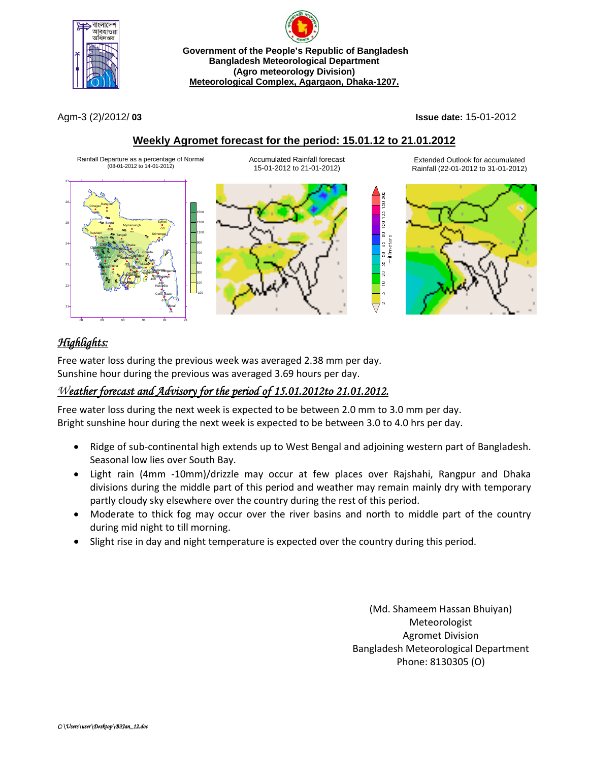Government of the People's Republic of Bangladesh
Bangladesh Meteorological Department
(Agro meteorology Division)
Meteorological Complex, Agargaon, Dhaka-1207.

Agm-3 (2)/2012/ **03**

**Issue date:** 15-01-2012

## Weekly Agromet forecast for the period: 15.01.12 to 21.01.2012

Rainfall Departure as a percentage of Normal (08-01-2012 to 14-01-2012)

Accumulated Rainfall forecast 15-01-2012 to 21-01-2012)

Extended Outlook for accumulated Rainfall (22-01-2012 to 31-01-2012)

## *Highlights:*

Free water loss during the previous week was averaged 2.38 mm per day.
Sunshine hour during the previous was averaged 3.69 hours per day.

## *Weather forecast and Advisory for the period of 15.01.2012to 21.01.2012.*

Free water loss during the next week is expected to be between 2.0 mm to 3.0 mm per day.
Bright sunshine hour during the next week is expected to be between 3.0 to 4.0 hrs per day.

- Ridge of sub-continental high extends up to West Bengal and adjoining western part of Bangladesh. Seasonal low lies over South Bay.
- Light rain (4mm -10mm)/drizzle may occur at few places over Rajshahi, Rangpur and Dhaka divisions during the middle part of this period and weather may remain mainly dry with temporary partly cloudy sky elsewhere over the country during the rest of this period.
- Moderate to thick fog may occur over the river basins and north to middle part of the country during mid night to till morning.
- Slight rise in day and night temperature is expected over the country during this period.

(Md. Shameem Hassan Bhuiyan)
Meteorologist
Agromet Division
Bangladesh Meteorological Department
Phone: 8130305 (O)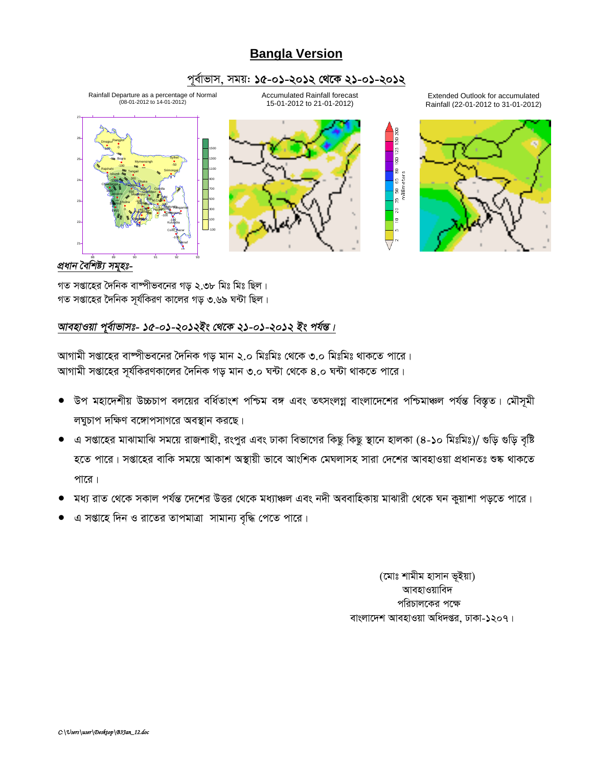# Bangla Version

## পূর্বাভাস, সময়: ১৫-০১-২০১২ থেকে ২১-০১-২০১২

Rainfall Departure as a percentage of Normal (08-01-2012 to 14-01-2012)

Accumulated Rainfall forecast 15-01-2012 to 21-01-2012)

Extended Outlook for accumulated Rainfall (22-01-2012 to 31-01-2012)

***প্রধান বৈশিষ্ট্য সমূহঃ-***

গত সপ্তাহের দৈনিক বাষ্পীভবনের গড় ২.৩৮ মিঃ মিঃ ছিল।
গত সপ্তাহের দৈনিক সূর্যকিরণ কালের গড় ৩.৬৯ ঘন্টা ছিল।

***আবহাওয়া পূর্বাভাসঃ- ১৫-০১-২০১২ইং থেকে ২১-০১-২০১২ ইং পর্যন্ত।***

আগামী সপ্তাহের বাষ্পীভবনের দৈনিক গড় মান ২.০ মিঃমিঃ থেকে ৩.০ মিঃমিঃ থাকতে পারে।
আগামী সপ্তাহের সূর্যকিরণকালের দৈনিক গড় মান ৩.০ ঘন্টা থেকে ৪.০ ঘন্টা থাকতে পারে।

- উপ মহাদেশীয় উচ্চচাপ বলয়ের বর্ধিতাংশ পশ্চিম বঙ্গ এবং তৎসংলগ্ন বাংলাদেশের পশ্চিমাঞ্চল পর্যন্ত বিস্তৃত। মৌসুমী লঘুচাপ দক্ষিণ বঙ্গোপসাগরে অবস্থান করছে।
- এ সপ্তাহের মাঝামাঝি সময়ে রাজশাহী, রংপুর এবং ঢাকা বিভাগের কিছু কিছু স্থানে হালকা (৪-১০ মিঃমিঃ)/ গুড়ি গুড়ি বৃষ্টি হতে পারে। সপ্তাহের বাকি সময়ে আকাশ অস্থায়ী ভাবে আংশিক মেঘলাসহ সারা দেশের আবহাওয়া প্রধানতঃ শুষ্ক থাকতে পারে।
- মধ্য রাত থেকে সকাল পর্যন্ত দেশের উত্তর থেকে মধ্যাঞ্চল এবং নদী অববাহিকায় মাঝারী থেকে ঘন কুয়াশা পড়তে পারে।
- এ সপ্তাহে দিন ও রাতের তাপমাত্রা সামান্য বৃদ্ধি পেতে পারে।

(মোঃ শামীম হাসান ভূইয়া)
আবহাওয়াবিদ
পরিচালকের পক্ষে
বাংলাদেশ আবহাওয়া অধিদপ্তর, ঢাকা-১২০৭।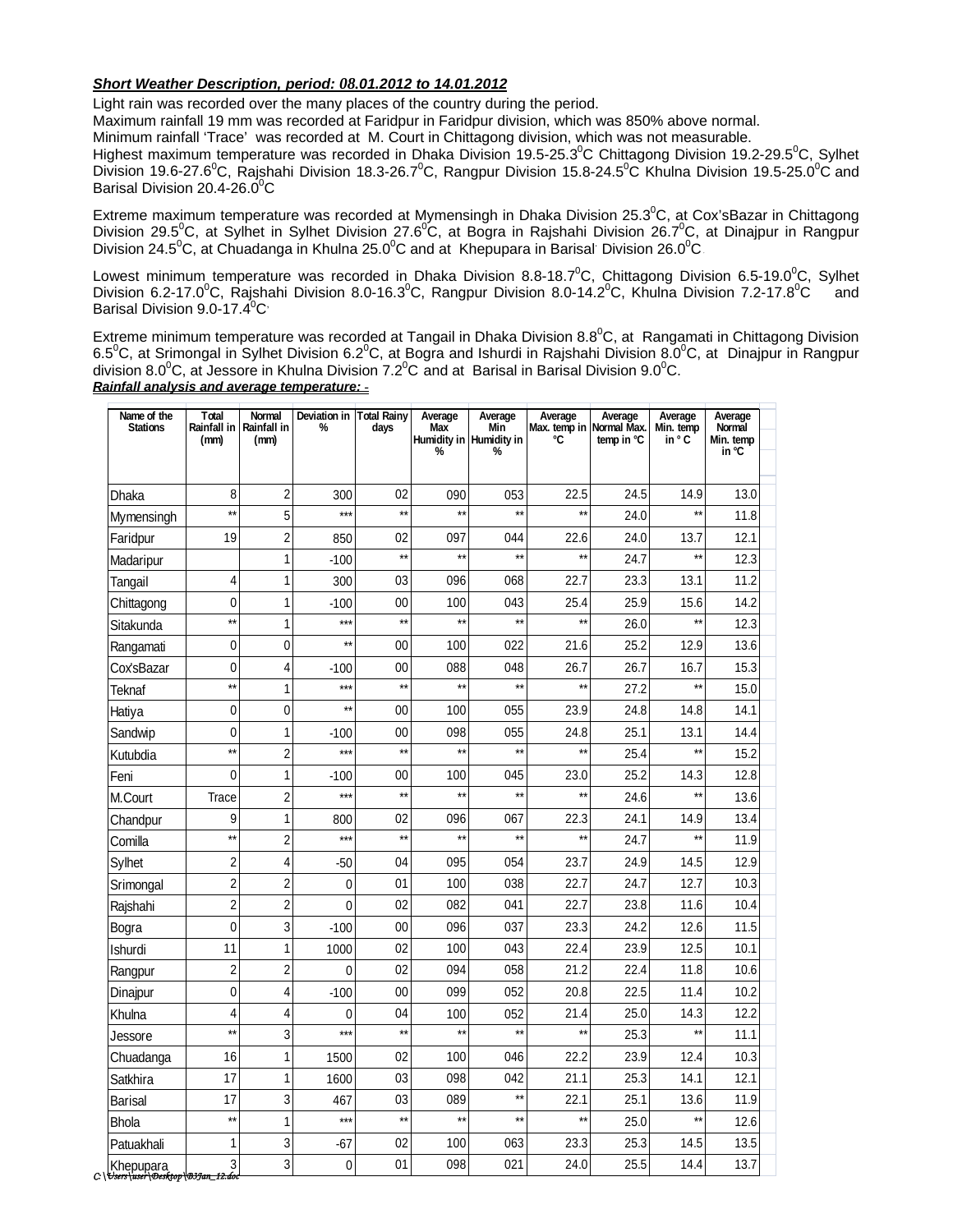***Short Weather Description, period: 08.01.2012 to 14.01.2012***

Light rain was recorded over the many places of the country during the period.
Maximum rainfall 19 mm was recorded at Faridpur in Faridpur division, which was 850% above normal.
Minimum rainfall 'Trace' was recorded at M. Court in Chittagong division, which was not measurable.
Highest maximum temperature was recorded in Dhaka Division 19.5-25.3$^0$C Chittagong Division 19.2-29.5$^0$C, Sylhet Division 19.6-27.6$^0$C, Rajshahi Division 18.3-26.7$^0$C, Rangpur Division 15.8-24.5$^0$C Khulna Division 19.5-25.0$^0$C and Barisal Division 20.4-26.0$^0$C

Extreme maximum temperature was recorded at Mymensingh in Dhaka Division 25.3$^0$C, at Cox'sBazar in Chittagong Division 29.5$^0$C, at Sylhet in Sylhet Division 27.6$^0$C, at Bogra in Rajshahi Division 26.7$^0$C, at Dinajpur in Rangpur Division 24.5$^0$C, at Chuadanga in Khulna 25.0$^0$C and at Khepupara in Barisal Division 26.0$^0$C.

Lowest minimum temperature was recorded in Dhaka Division 8.8-18.7$^0$C, Chittagong Division 6.5-19.0$^0$C, Sylhet Division 6.2-17.0$^0$C, Rajshahi Division 8.0-16.3$^0$C, Rangpur Division 8.0-14.2$^0$C, Khulna Division 7.2-17.8$^0$C and Barisal Division 9.0-17.4$^0$C.

Extreme minimum temperature was recorded at Tangail in Dhaka Division 8.8$^0$C, at Rangamati in Chittagong Division 6.5$^0$C, at Srimongal in Sylhet Division 6.2$^0$C, at Bogra and Ishurdi in Rajshahi Division 8.0$^0$C, at Dinajpur in Rangpur division 8.0$^0$C, at Jessore in Khulna Division 7.2$^0$C and at Barisal in Barisal Division 9.0$^0$C.

***Rainfall analysis and average temperature: -***

| Name of the Stations | Total Rainfall in (mm) | Normal Rainfall in (mm) | Deviation in % | Total Rainy days | Average Max Humidity in % | Average Min Humidity in % | Average Max. temp in °C | Average Normal Max. temp in °C | Average Min. temp in ° C | Average Normal Min. temp in °C |
|---|---|---|---|---|---|---|---|---|---|---|
| Dhaka | 8 | 2 | 300 | 02 | 090 | 053 | 22.5 | 24.5 | 14.9 | 13.0 |
| Mymensingh | ** | 5 | *** | ** | ** | ** | ** | 24.0 | ** | 11.8 |
| Faridpur | 19 | 2 | 850 | 02 | 097 | 044 | 22.6 | 24.0 | 13.7 | 12.1 |
| Madaripur | | 1 | -100 | ** | ** | ** | ** | 24.7 | ** | 12.3 |
| Tangail | 4 | 1 | 300 | 03 | 096 | 068 | 22.7 | 23.3 | 13.1 | 11.2 |
| Chittagong | 0 | 1 | -100 | 00 | 100 | 043 | 25.4 | 25.9 | 15.6 | 14.2 |
| Sitakunda | ** | 1 | *** | ** | ** | ** | ** | 26.0 | ** | 12.3 |
| Rangamati | 0 | 0 | ** | 00 | 100 | 022 | 21.6 | 25.2 | 12.9 | 13.6 |
| Cox'sBazar | 0 | 4 | -100 | 00 | 088 | 048 | 26.7 | 26.7 | 16.7 | 15.3 |
| Teknaf | ** | 1 | *** | ** | ** | ** | ** | 27.2 | ** | 15.0 |
| Hatiya | 0 | 0 | ** | 00 | 100 | 055 | 23.9 | 24.8 | 14.8 | 14.1 |
| Sandwip | 0 | 1 | -100 | 00 | 098 | 055 | 24.8 | 25.1 | 13.1 | 14.4 |
| Kutubdia | ** | 2 | *** | ** | ** | ** | ** | 25.4 | ** | 15.2 |
| Feni | 0 | 1 | -100 | 00 | 100 | 045 | 23.0 | 25.2 | 14.3 | 12.8 |
| M.Court | Trace | 2 | *** | ** | ** | ** | ** | 24.6 | ** | 13.6 |
| Chandpur | 9 | 1 | 800 | 02 | 096 | 067 | 22.3 | 24.1 | 14.9 | 13.4 |
| Comilla | ** | 2 | *** | ** | ** | ** | ** | 24.7 | ** | 11.9 |
| Sylhet | 2 | 4 | -50 | 04 | 095 | 054 | 23.7 | 24.9 | 14.5 | 12.9 |
| Srimongal | 2 | 2 | 0 | 01 | 100 | 038 | 22.7 | 24.7 | 12.7 | 10.3 |
| Rajshahi | 2 | 2 | 0 | 02 | 082 | 041 | 22.7 | 23.8 | 11.6 | 10.4 |
| Bogra | 0 | 3 | -100 | 00 | 096 | 037 | 23.3 | 24.2 | 12.6 | 11.5 |
| Ishurdi | 11 | 1 | 1000 | 02 | 100 | 043 | 22.4 | 23.9 | 12.5 | 10.1 |
| Rangpur | 2 | 2 | 0 | 02 | 094 | 058 | 21.2 | 22.4 | 11.8 | 10.6 |
| Dinajpur | 0 | 4 | -100 | 00 | 099 | 052 | 20.8 | 22.5 | 11.4 | 10.2 |
| Khulna | 4 | 4 | 0 | 04 | 100 | 052 | 21.4 | 25.0 | 14.3 | 12.2 |
| Jessore | ** | 3 | *** | ** | ** | ** | ** | 25.3 | ** | 11.1 |
| Chuadanga | 16 | 1 | 1500 | 02 | 100 | 046 | 22.2 | 23.9 | 12.4 | 10.3 |
| Satkhira | 17 | 1 | 1600 | 03 | 098 | 042 | 21.1 | 25.3 | 14.1 | 12.1 |
| Barisal | 17 | 3 | 467 | 03 | 089 | ** | 22.1 | 25.1 | 13.6 | 11.9 |
| Bhola | ** | 1 | *** | ** | ** | ** | ** | 25.0 | ** | 12.6 |
| Patuakhali | 1 | 3 | -67 | 02 | 100 | 063 | 23.3 | 25.3 | 14.5 | 13.5 |
| Khepupara | 3 | 3 | 0 | 01 | 098 | 021 | 24.0 | 25.5 | 14.4 | 13.7 |